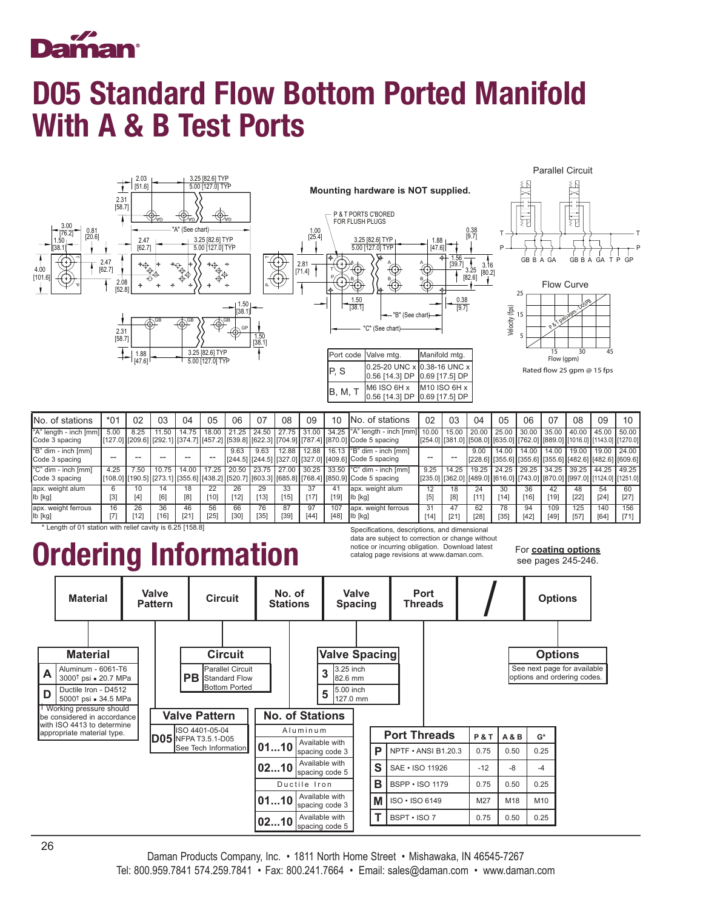# D05 Standard Flow Bottom Ported Manifold With A & B Test Ports

Mounting hardware is NOT supplied.

P & T PORTS C'BORED FOR FLUSH PLUGS

Parallel Circuit

Flow Curve

Rated flow 25 gpm @ 15 fps

| Port code | Valve mtg. | Manifold mtg. |
|---|---|---|
| P, S | 0.25-20 UNC x 0.56 [14.3] DP | 0.38-16 UNC x 0.69 [17.5] DP |
| B, M, T | M6 ISO 6H x 0.56 [14.3] DP | M10 ISO 6H x 0.69 [17.5] DP |

| No. of stations | *01 | 02 | 03 | 04 | 05 | 06 | 07 | 08 | 09 | 10 |
|---|---|---|---|---|---|---|---|---|---|---|
| "A" length - inch [mm] Code 3 spacing | 5.00 [127.0] | 8.25 [209.6] | 11.50 [292.1] | 14.75 [374.7] | 18.00 [457.2] | 21.25 [539.8] | 24.50 [622.3] | 27.75 [704.9] | 31.00 [787.4] | 34.25 [870.0] |
| "B" dim - inch [mm] Code 3 spacing | -- | -- | -- | -- | -- | 9.63 [244.5] | 9.63 [244.5] | 12.88 [327.0] | 12.88 [327.0] | 16.13 [409.6] |
| "C" dim - inch [mm] Code 3 spacing | 4.25 [108.0] | 7.50 [190.5] | 10.75 [273.1] | 14.00 [355.6] | 17.25 [438.2] | 20.50 [520.7] | 23.75 [603.3] | 27.00 [685.8] | 30.25 [768.4] | 33.50 [850.9] |
| apx. weight alum lb [kg] | 6 [3] | 10 [4] | 14 [6] | 18 [8] | 22 [10] | 26 [12] | 29 [13] | 33 [15] | 37 [17] | 41 [19] |
| apx. weight ferrous lb [kg] | 16 [7] | 26 [12] | 36 [16] | 46 [21] | 56 [25] | 66 [30] | 76 [35] | 87 [39] | 97 [44] | 107 [48] |

| No. of stations | 02 | 03 | 04 | 05 | 06 | 07 | 08 | 09 | 10 |
|---|---|---|---|---|---|---|---|---|---|
| "A" length - inch [mm] Code 5 spacing | 10.00 [254.0] | 15.00 [381.0] | 20.00 [508.0] | 25.00 [635.0] | 30.00 [762.0] | 35.00 [889.0] | 40.00 [1016.0] | 45.00 [1143.0] | 50.00 [1270.0] |
| "B" dim - inch [mm] Code 5 spacing | -- | -- | 9.00 [228.6] | 14.00 [355.6] | 14.00 [355.6] | 14.00 [355.6] | 19.00 [482.6] | 19.00 [482.6] | 24.00 [609.6] |
| "C" dim - inch [mm] Code 5 spacing | 9.25 [235.0] | 14.25 [362.0] | 19.25 [489.0] | 24.25 [616.0] | 29.25 [743.0] | 34.25 [870.0] | 39.25 [997.0] | 44.25 [1124.0] | 49.25 [1251.0] |
| apx. weight alum lb [kg] | 12 [5] | 18 [8] | 24 [11] | 30 [14] | 36 [16] | 42 [19] | 48 [22] | 54 [24] | 60 [27] |
| apx. weight ferrous lb [kg] | 31 [14] | 47 [21] | 62 [28] | 78 [35] | 94 [42] | 109 [49] | 125 [57] | 140 [64] | 156 [71] |

* Length of 01 station with relief cavity is 6.25 [158.8]

Specifications, descriptions, and dimensional data are subject to correction or change without notice or incurring obligation. Download latest catalog page revisions at www.daman.com.

For **coating options** see pages 245-246.

# Ordering Information

| Material | Valve Pattern | Circuit | No. of Stations | Valve Spacing | Port Threads | / | Options |
|---|---|---|---|---|---|---|---|

**Material**

| Code | Description |
|---|---|
| A | Aluminum - 6061-T6 3000† psi • 20.7 MPa |
| D | Ductile Iron - D4512 5000† psi • 34.5 MPa |

† Working pressure should be considered in accordance with ISO 4413 to determine appropriate material type.

**Valve Pattern**

| Code | Description |
|---|---|
| D05 | ISO 4401-05-04 NFPA T3.5.1-D05 See Tech Information |

**Circuit**

| Code | Description |
|---|---|
| PB | Parallel Circuit Standard Flow Bottom Ported |

**No. of Stations**

| Code | Description |
|---|---|
| **Aluminum** | |
| 01...10 | Available with spacing code 3 |
| 02...10 | Available with spacing code 5 |
| **Ductile Iron** | |
| 01...10 | Available with spacing code 3 |
| 02...10 | Available with spacing code 5 |

**Valve Spacing**

| Code | Description |
|---|---|
| 3 | 3.25 inch 82.6 mm |
| 5 | 5.00 inch 127.0 mm |

**Port Threads**

| Code | Port Threads | P & T | A & B | G* |
|---|---|---|---|---|
| P | NPTF • ANSI B1.20.3 | 0.75 | 0.50 | 0.25 |
| S | SAE • ISO 11926 | -12 | -8 | -4 |
| B | BSPP • ISO 1179 | 0.75 | 0.50 | 0.25 |
| M | ISO • ISO 6149 | M27 | M18 | M10 |
| T | BSPT • ISO 7 | 0.75 | 0.50 | 0.25 |

**Options**

See next page for available options and ordering codes.

Daman Products Company, Inc. • 1811 North Home Street • Mishawaka, IN 46545-7267
Tel: 800.959.7841 574.259.7841 • Fax: 800.241.7664 • Email: sales@daman.com • www.daman.com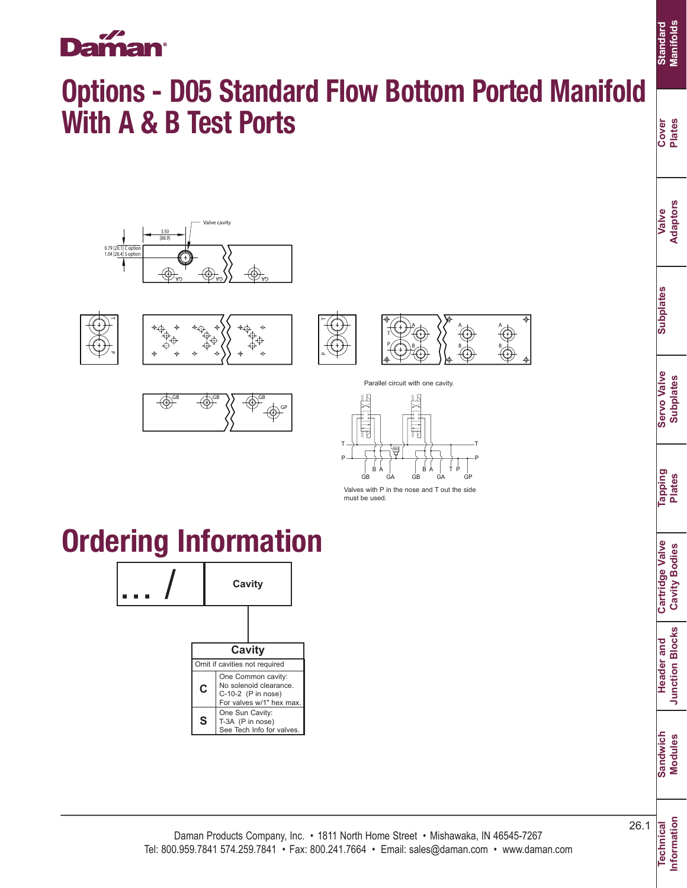# Options - D05 Standard Flow Bottom Ported Manifold With A & B Test Ports

Valve cavity

3.50
[88.9]

0.79 [20.1] C option
1.04 [26.4] S option

Parallel circuit with one cavity.

Valves with P in the nose and T out the side must be used.

# Ordering Information

| ... / | Cavity |
|---|---|

| Cavity | |
|---|---|
| Omit if cavities not required | |
| C | One Common cavity: No solenoid clearance. C-10-2 (P in nose) For valves w/1" hex max. |
| S | One Sun Cavity: T-3A (P in nose) See Tech Info for valves. |

Daman Products Company, Inc. • 1811 North Home Street • Mishawaka, IN 46545-7267
Tel: 800.959.7841 574.259.7841 • Fax: 800.241.7664 • Email: sales@daman.com • www.daman.com